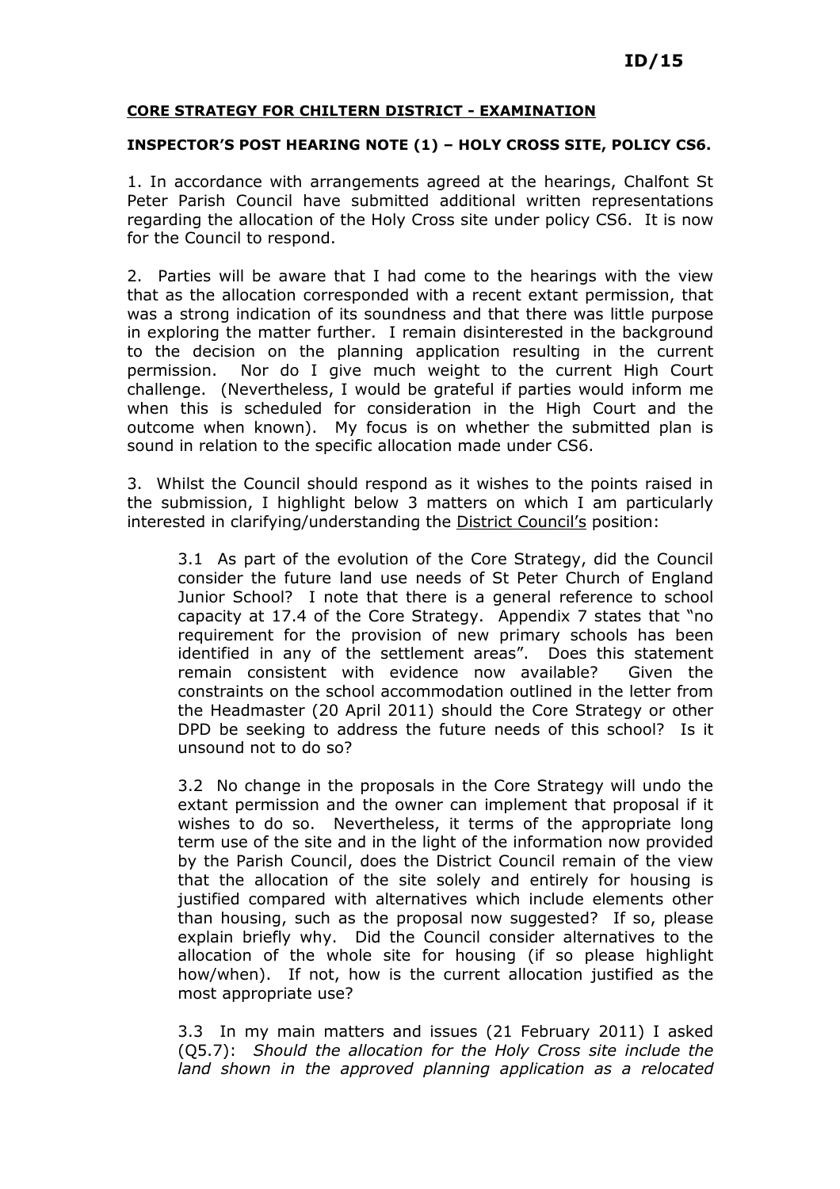**ID/15**

**CORE STRATEGY FOR CHILTERN DISTRICT - EXAMINATION**

**INSPECTOR'S POST HEARING NOTE (1) – HOLY CROSS SITE, POLICY CS6.**

1. In accordance with arrangements agreed at the hearings, Chalfont St Peter Parish Council have submitted additional written representations regarding the allocation of the Holy Cross site under policy CS6. It is now for the Council to respond.

2. Parties will be aware that I had come to the hearings with the view that as the allocation corresponded with a recent extant permission, that was a strong indication of its soundness and that there was little purpose in exploring the matter further. I remain disinterested in the background to the decision on the planning application resulting in the current permission. Nor do I give much weight to the current High Court challenge. (Nevertheless, I would be grateful if parties would inform me when this is scheduled for consideration in the High Court and the outcome when known). My focus is on whether the submitted plan is sound in relation to the specific allocation made under CS6.

3. Whilst the Council should respond as it wishes to the points raised in the submission, I highlight below 3 matters on which I am particularly interested in clarifying/understanding the <u>District Council's</u> position:

> 3.1 As part of the evolution of the Core Strategy, did the Council consider the future land use needs of St Peter Church of England Junior School? I note that there is a general reference to school capacity at 17.4 of the Core Strategy. Appendix 7 states that "no requirement for the provision of new primary schools has been identified in any of the settlement areas". Does this statement remain consistent with evidence now available? Given the constraints on the school accommodation outlined in the letter from the Headmaster (20 April 2011) should the Core Strategy or other DPD be seeking to address the future needs of this school? Is it unsound not to do so?
>
> 3.2 No change in the proposals in the Core Strategy will undo the extant permission and the owner can implement that proposal if it wishes to do so. Nevertheless, it terms of the appropriate long term use of the site and in the light of the information now provided by the Parish Council, does the District Council remain of the view that the allocation of the site solely and entirely for housing is justified compared with alternatives which include elements other than housing, such as the proposal now suggested? If so, please explain briefly why. Did the Council consider alternatives to the allocation of the whole site for housing (if so please highlight how/when). If not, how is the current allocation justified as the most appropriate use?
>
> 3.3 In my main matters and issues (21 February 2011) I asked (Q5.7): *Should the allocation for the Holy Cross site include the land shown in the approved planning application as a relocated*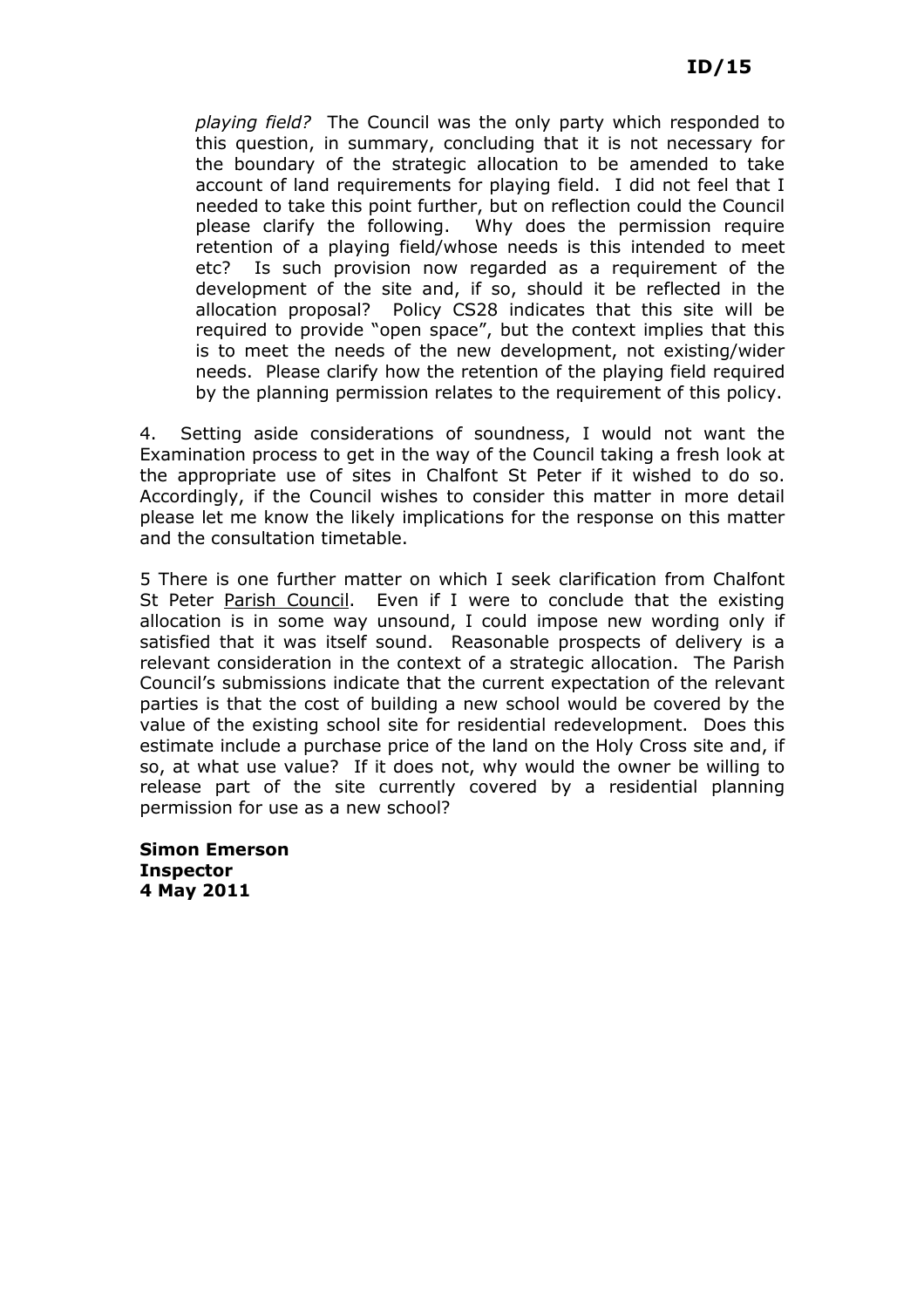*playing field?* The Council was the only party which responded to this question, in summary, concluding that it is not necessary for the boundary of the strategic allocation to be amended to take account of land requirements for playing field. I did not feel that I needed to take this point further, but on reflection could the Council please clarify the following. Why does the permission require retention of a playing field/whose needs is this intended to meet etc? Is such provision now regarded as a requirement of the development of the site and, if so, should it be reflected in the allocation proposal? Policy CS28 indicates that this site will be required to provide "open space", but the context implies that this is to meet the needs of the new development, not existing/wider needs. Please clarify how the retention of the playing field required by the planning permission relates to the requirement of this policy.

4. Setting aside considerations of soundness, I would not want the Examination process to get in the way of the Council taking a fresh look at the appropriate use of sites in Chalfont St Peter if it wished to do so. Accordingly, if the Council wishes to consider this matter in more detail please let me know the likely implications for the response on this matter and the consultation timetable.

5 There is one further matter on which I seek clarification from Chalfont St Peter <u>Parish Council</u>. Even if I were to conclude that the existing allocation is in some way unsound, I could impose new wording only if satisfied that it was itself sound. Reasonable prospects of delivery is a relevant consideration in the context of a strategic allocation. The Parish Council's submissions indicate that the current expectation of the relevant parties is that the cost of building a new school would be covered by the value of the existing school site for residential redevelopment. Does this estimate include a purchase price of the land on the Holy Cross site and, if so, at what use value? If it does not, why would the owner be willing to release part of the site currently covered by a residential planning permission for use as a new school?

**Simon Emerson**
**Inspector**
**4 May 2011**